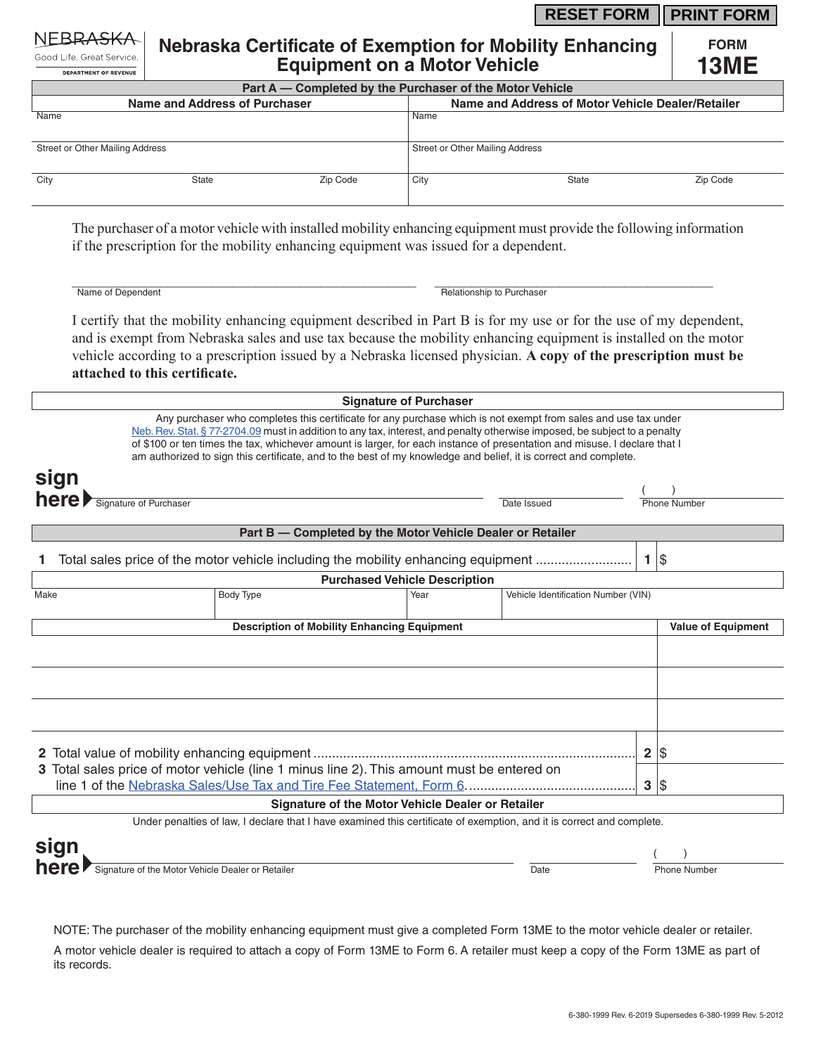RESET FORM | PRINT FORM

NEBRASKA
Good Life. Great Service.
DEPARTMENT OF REVENUE

# Nebraska Certificate of Exemption for Mobility Enhancing Equipment on a Motor Vehicle

**FORM 13ME**

## Part A — Completed by the Purchaser of the Motor Vehicle

| Name and Address of Purchaser | | | Name and Address of Motor Vehicle Dealer/Retailer | | |
|---|---|---|---|---|---|
| Name | | | Name | | |
| Street or Other Mailing Address | | | Street or Other Mailing Address | | |
| City | State | Zip Code | City | State | Zip Code |

The purchaser of a motor vehicle with installed mobility enhancing equipment must provide the following information if the prescription for the mobility enhancing equipment was issued for a dependent.

Name of Dependent ______________________ Relationship to Purchaser ______________________

I certify that the mobility enhancing equipment described in Part B is for my use or for the use of my dependent, and is exempt from Nebraska sales and use tax because the mobility enhancing equipment is installed on the motor vehicle according to a prescription issued by a Nebraska licensed physician. **A copy of the prescription must be attached to this certificate.**

### Signature of Purchaser

Any purchaser who completes this certificate for any purchase which is not exempt from sales and use tax under Neb. Rev. Stat. § 77-2704.09 must in addition to any tax, interest, and penalty otherwise imposed, be subject to a penalty of $100 or ten times the tax, whichever amount is larger, for each instance of presentation and misuse. I declare that I am authorized to sign this certificate, and to the best of my knowledge and belief, it is correct and complete.

**sign here** Signature of Purchaser ______________________ Date Issued ____________ Phone Number ( ) ____________

## Part B — Completed by the Motor Vehicle Dealer or Retailer

1 Total sales price of the motor vehicle including the mobility enhancing equipment .......................... **1** $

### Purchased Vehicle Description

| Make | Body Type | Year | Vehicle Identification Number (VIN) |
|---|---|---|---|
| | | | |

| Description of Mobility Enhancing Equipment | Value of Equipment |
|---|---|
| | |
| | |
| | |

**2** Total value of mobility enhancing equipment .......................................................................... **2** $

**3** Total sales price of motor vehicle (line 1 minus line 2). This amount must be entered on line 1 of the Nebraska Sales/Use Tax and Tire Fee Statement, Form 6. ............................................ **3** $

### Signature of the Motor Vehicle Dealer or Retailer

Under penalties of law, I declare that I have examined this certificate of exemption, and it is correct and complete.

**sign here** Signature of the Motor Vehicle Dealer or Retailer ______________________ Date ____________ Phone Number ( ) ____________

NOTE: The purchaser of the mobility enhancing equipment must give a completed Form 13ME to the motor vehicle dealer or retailer.

A motor vehicle dealer is required to attach a copy of Form 13ME to Form 6. A retailer must keep a copy of the Form 13ME as part of its records.

6-380-1999 Rev. 6-2019 Supersedes 6-380-1999 Rev. 5-2012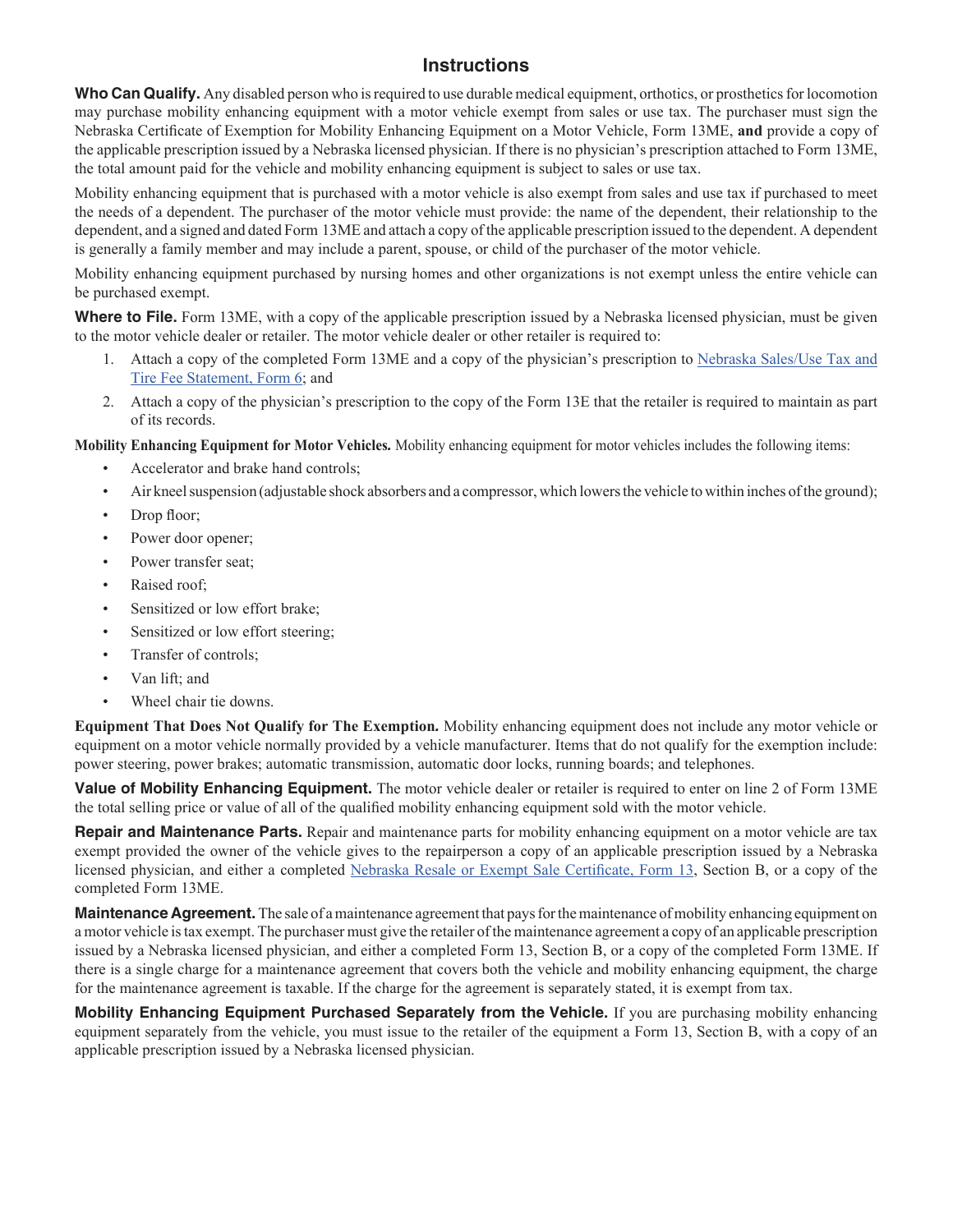# Instructions

**Who Can Qualify.** Any disabled person who is required to use durable medical equipment, orthotics, or prosthetics for locomotion may purchase mobility enhancing equipment with a motor vehicle exempt from sales or use tax. The purchaser must sign the Nebraska Certificate of Exemption for Mobility Enhancing Equipment on a Motor Vehicle, Form 13ME, **and** provide a copy of the applicable prescription issued by a Nebraska licensed physician. If there is no physician's prescription attached to Form 13ME, the total amount paid for the vehicle and mobility enhancing equipment is subject to sales or use tax.

Mobility enhancing equipment that is purchased with a motor vehicle is also exempt from sales and use tax if purchased to meet the needs of a dependent. The purchaser of the motor vehicle must provide: the name of the dependent, their relationship to the dependent, and a signed and dated Form 13ME and attach a copy of the applicable prescription issued to the dependent. A dependent is generally a family member and may include a parent, spouse, or child of the purchaser of the motor vehicle.

Mobility enhancing equipment purchased by nursing homes and other organizations is not exempt unless the entire vehicle can be purchased exempt.

**Where to File.** Form 13ME, with a copy of the applicable prescription issued by a Nebraska licensed physician, must be given to the motor vehicle dealer or retailer. The motor vehicle dealer or other retailer is required to:

1. Attach a copy of the completed Form 13ME and a copy of the physician's prescription to Nebraska Sales/Use Tax and Tire Fee Statement, Form 6; and
2. Attach a copy of the physician's prescription to the copy of the Form 13E that the retailer is required to maintain as part of its records.

**Mobility Enhancing Equipment for Motor Vehicles.** Mobility enhancing equipment for motor vehicles includes the following items:

- Accelerator and brake hand controls;
- Air kneel suspension (adjustable shock absorbers and a compressor, which lowers the vehicle to within inches of the ground);
- Drop floor;
- Power door opener;
- Power transfer seat;
- Raised roof;
- Sensitized or low effort brake;
- Sensitized or low effort steering;
- Transfer of controls;
- Van lift; and
- Wheel chair tie downs.

**Equipment That Does Not Qualify for The Exemption.** Mobility enhancing equipment does not include any motor vehicle or equipment on a motor vehicle normally provided by a vehicle manufacturer. Items that do not qualify for the exemption include: power steering, power brakes; automatic transmission, automatic door locks, running boards; and telephones.

**Value of Mobility Enhancing Equipment.** The motor vehicle dealer or retailer is required to enter on line 2 of Form 13ME the total selling price or value of all of the qualified mobility enhancing equipment sold with the motor vehicle.

**Repair and Maintenance Parts.** Repair and maintenance parts for mobility enhancing equipment on a motor vehicle are tax exempt provided the owner of the vehicle gives to the repairperson a copy of an applicable prescription issued by a Nebraska licensed physician, and either a completed Nebraska Resale or Exempt Sale Certificate, Form 13, Section B, or a copy of the completed Form 13ME.

**Maintenance Agreement.** The sale of a maintenance agreement that pays for the maintenance of mobility enhancing equipment on a motor vehicle is tax exempt. The purchaser must give the retailer of the maintenance agreement a copy of an applicable prescription issued by a Nebraska licensed physician, and either a completed Form 13, Section B, or a copy of the completed Form 13ME. If there is a single charge for a maintenance agreement that covers both the vehicle and mobility enhancing equipment, the charge for the maintenance agreement is taxable. If the charge for the agreement is separately stated, it is exempt from tax.

**Mobility Enhancing Equipment Purchased Separately from the Vehicle.** If you are purchasing mobility enhancing equipment separately from the vehicle, you must issue to the retailer of the equipment a Form 13, Section B, with a copy of an applicable prescription issued by a Nebraska licensed physician.